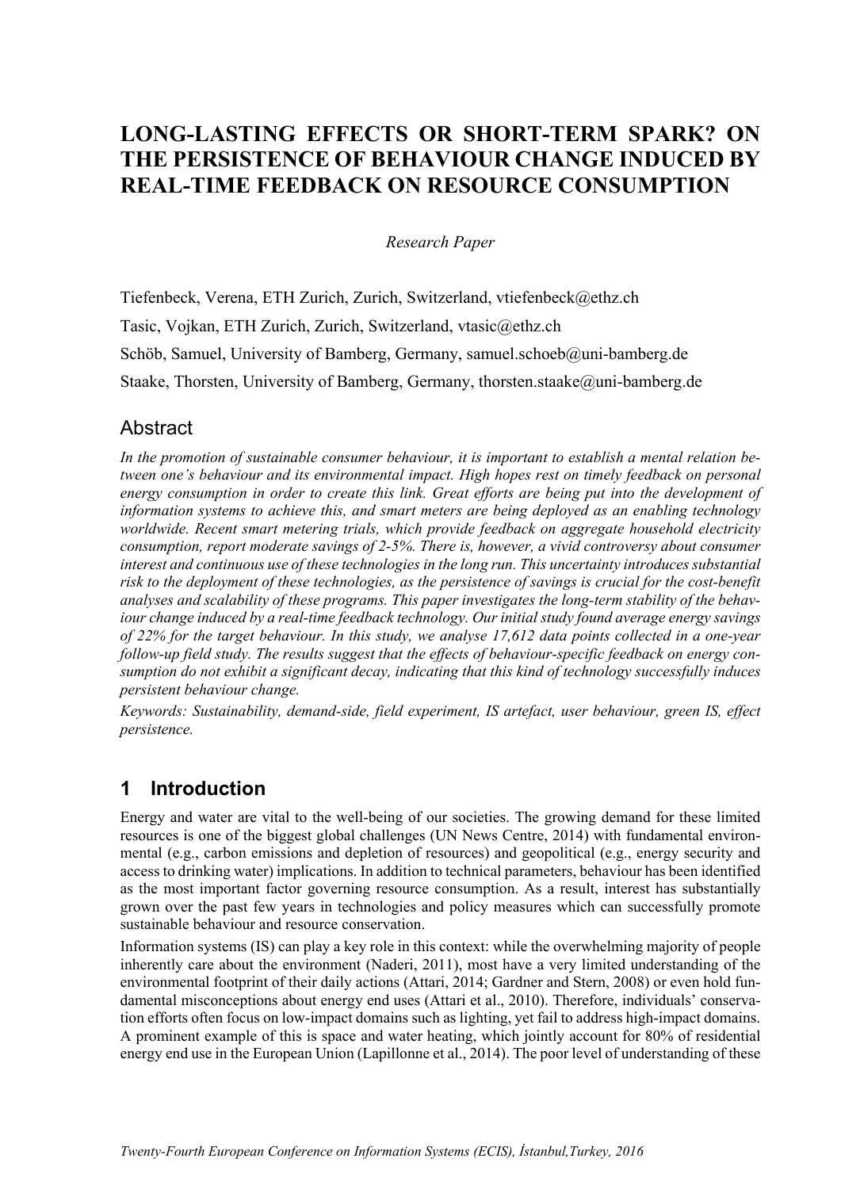# LONG-LASTING EFFECTS OR SHORT-TERM SPARK? ON THE PERSISTENCE OF BEHAVIOUR CHANGE INDUCED BY REAL-TIME FEEDBACK ON RESOURCE CONSUMPTION

*Research Paper*

Tiefenbeck, Verena, ETH Zurich, Zurich, Switzerland, vtiefenbeck@ethz.ch

Tasic, Vojkan, ETH Zurich, Zurich, Switzerland, vtasic@ethz.ch

Schöb, Samuel, University of Bamberg, Germany, samuel.schoeb@uni-bamberg.de

Staake, Thorsten, University of Bamberg, Germany, thorsten.staake@uni-bamberg.de

## Abstract

*In the promotion of sustainable consumer behaviour, it is important to establish a mental relation between one's behaviour and its environmental impact. High hopes rest on timely feedback on personal energy consumption in order to create this link. Great efforts are being put into the development of information systems to achieve this, and smart meters are being deployed as an enabling technology worldwide. Recent smart metering trials, which provide feedback on aggregate household electricity consumption, report moderate savings of 2-5%. There is, however, a vivid controversy about consumer interest and continuous use of these technologies in the long run. This uncertainty introduces substantial risk to the deployment of these technologies, as the persistence of savings is crucial for the cost-benefit analyses and scalability of these programs. This paper investigates the long-term stability of the behaviour change induced by a real-time feedback technology. Our initial study found average energy savings of 22% for the target behaviour. In this study, we analyse 17,612 data points collected in a one-year follow-up field study. The results suggest that the effects of behaviour-specific feedback on energy consumption do not exhibit a significant decay, indicating that this kind of technology successfully induces persistent behaviour change.*

*Keywords: Sustainability, demand-side, field experiment, IS artefact, user behaviour, green IS, effect persistence.*

## 1 Introduction

Energy and water are vital to the well-being of our societies. The growing demand for these limited resources is one of the biggest global challenges (UN News Centre, 2014) with fundamental environmental (e.g., carbon emissions and depletion of resources) and geopolitical (e.g., energy security and access to drinking water) implications. In addition to technical parameters, behaviour has been identified as the most important factor governing resource consumption. As a result, interest has substantially grown over the past few years in technologies and policy measures which can successfully promote sustainable behaviour and resource conservation.

Information systems (IS) can play a key role in this context: while the overwhelming majority of people inherently care about the environment (Naderi, 2011), most have a very limited understanding of the environmental footprint of their daily actions (Attari, 2014; Gardner and Stern, 2008) or even hold fundamental misconceptions about energy end uses (Attari et al., 2010). Therefore, individuals' conservation efforts often focus on low-impact domains such as lighting, yet fail to address high-impact domains. A prominent example of this is space and water heating, which jointly account for 80% of residential energy end use in the European Union (Lapillonne et al., 2014). The poor level of understanding of these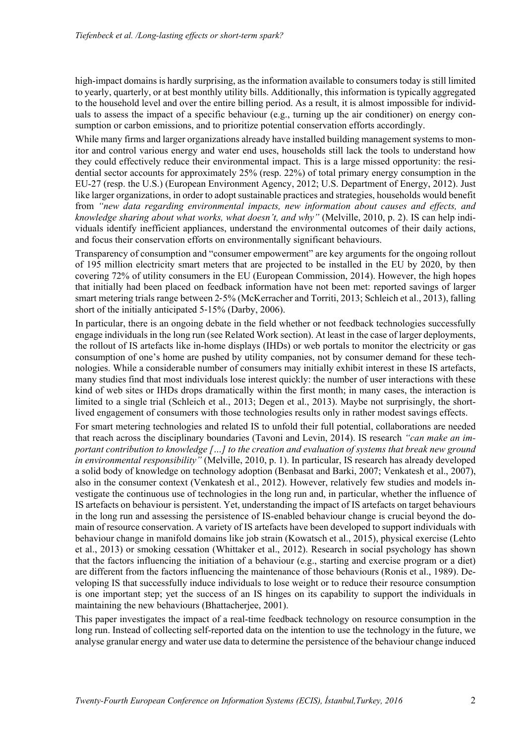high-impact domains is hardly surprising, as the information available to consumers today is still limited to yearly, quarterly, or at best monthly utility bills. Additionally, this information is typically aggregated to the household level and over the entire billing period. As a result, it is almost impossible for individuals to assess the impact of a specific behaviour (e.g., turning up the air conditioner) on energy consumption or carbon emissions, and to prioritize potential conservation efforts accordingly.

While many firms and larger organizations already have installed building management systems to monitor and control various energy and water end uses, households still lack the tools to understand how they could effectively reduce their environmental impact. This is a large missed opportunity: the residential sector accounts for approximately 25% (resp. 22%) of total primary energy consumption in the EU-27 (resp. the U.S.) (European Environment Agency, 2012; U.S. Department of Energy, 2012). Just like larger organizations, in order to adopt sustainable practices and strategies, households would benefit from *"new data regarding environmental impacts, new information about causes and effects, and knowledge sharing about what works, what doesn't, and why"* (Melville, 2010, p. 2). IS can help individuals identify inefficient appliances, understand the environmental outcomes of their daily actions, and focus their conservation efforts on environmentally significant behaviours.

Transparency of consumption and "consumer empowerment" are key arguments for the ongoing rollout of 195 million electricity smart meters that are projected to be installed in the EU by 2020, by then covering 72% of utility consumers in the EU (European Commission, 2014). However, the high hopes that initially had been placed on feedback information have not been met: reported savings of larger smart metering trials range between 2-5% (McKerracher and Torriti, 2013; Schleich et al., 2013), falling short of the initially anticipated 5-15% (Darby, 2006).

In particular, there is an ongoing debate in the field whether or not feedback technologies successfully engage individuals in the long run (see Related Work section). At least in the case of larger deployments, the rollout of IS artefacts like in-home displays (IHDs) or web portals to monitor the electricity or gas consumption of one's home are pushed by utility companies, not by consumer demand for these technologies. While a considerable number of consumers may initially exhibit interest in these IS artefacts, many studies find that most individuals lose interest quickly: the number of user interactions with these kind of web sites or IHDs drops dramatically within the first month; in many cases, the interaction is limited to a single trial (Schleich et al., 2013; Degen et al., 2013). Maybe not surprisingly, the short-lived engagement of consumers with those technologies results only in rather modest savings effects.

For smart metering technologies and related IS to unfold their full potential, collaborations are needed that reach across the disciplinary boundaries (Tavoni and Levin, 2014). IS research *"can make an important contribution to knowledge […] to the creation and evaluation of systems that break new ground in environmental responsibility"* (Melville, 2010, p. 1). In particular, IS research has already developed a solid body of knowledge on technology adoption (Benbasat and Barki, 2007; Venkatesh et al., 2007), also in the consumer context (Venkatesh et al., 2012). However, relatively few studies and models investigate the continuous use of technologies in the long run and, in particular, whether the influence of IS artefacts on behaviour is persistent. Yet, understanding the impact of IS artefacts on target behaviours in the long run and assessing the persistence of IS-enabled behaviour change is crucial beyond the domain of resource conservation. A variety of IS artefacts have been developed to support individuals with behaviour change in manifold domains like job strain (Kowatsch et al., 2015), physical exercise (Lehto et al., 2013) or smoking cessation (Whittaker et al., 2012). Research in social psychology has shown that the factors influencing the initiation of a behaviour (e.g., starting and exercise program or a diet) are different from the factors influencing the maintenance of those behaviours (Ronis et al., 1989). Developing IS that successfully induce individuals to lose weight or to reduce their resource consumption is one important step; yet the success of an IS hinges on its capability to support the individuals in maintaining the new behaviours (Bhattacherjee, 2001).

This paper investigates the impact of a real-time feedback technology on resource consumption in the long run. Instead of collecting self-reported data on the intention to use the technology in the future, we analyse granular energy and water use data to determine the persistence of the behaviour change induced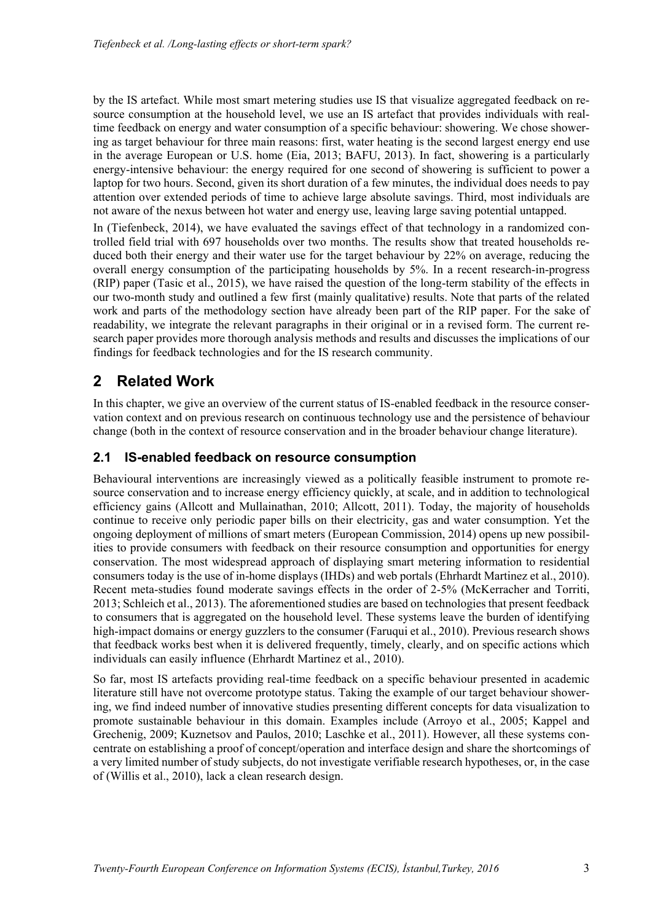by the IS artefact. While most smart metering studies use IS that visualize aggregated feedback on resource consumption at the household level, we use an IS artefact that provides individuals with real-time feedback on energy and water consumption of a specific behaviour: showering. We chose showering as target behaviour for three main reasons: first, water heating is the second largest energy end use in the average European or U.S. home (Eia, 2013; BAFU, 2013). In fact, showering is a particularly energy-intensive behaviour: the energy required for one second of showering is sufficient to power a laptop for two hours. Second, given its short duration of a few minutes, the individual does needs to pay attention over extended periods of time to achieve large absolute savings. Third, most individuals are not aware of the nexus between hot water and energy use, leaving large saving potential untapped.

In (Tiefenbeck, 2014), we have evaluated the savings effect of that technology in a randomized controlled field trial with 697 households over two months. The results show that treated households reduced both their energy and their water use for the target behaviour by 22% on average, reducing the overall energy consumption of the participating households by 5%. In a recent research-in-progress (RIP) paper (Tasic et al., 2015), we have raised the question of the long-term stability of the effects in our two-month study and outlined a few first (mainly qualitative) results. Note that parts of the related work and parts of the methodology section have already been part of the RIP paper. For the sake of readability, we integrate the relevant paragraphs in their original or in a revised form. The current research paper provides more thorough analysis methods and results and discusses the implications of our findings for feedback technologies and for the IS research community.

# 2 Related Work

In this chapter, we give an overview of the current status of IS-enabled feedback in the resource conservation context and on previous research on continuous technology use and the persistence of behaviour change (both in the context of resource conservation and in the broader behaviour change literature).

## 2.1 IS-enabled feedback on resource consumption

Behavioural interventions are increasingly viewed as a politically feasible instrument to promote resource conservation and to increase energy efficiency quickly, at scale, and in addition to technological efficiency gains (Allcott and Mullainathan, 2010; Allcott, 2011). Today, the majority of households continue to receive only periodic paper bills on their electricity, gas and water consumption. Yet the ongoing deployment of millions of smart meters (European Commission, 2014) opens up new possibilities to provide consumers with feedback on their resource consumption and opportunities for energy conservation. The most widespread approach of displaying smart metering information to residential consumers today is the use of in-home displays (IHDs) and web portals (Ehrhardt Martinez et al., 2010). Recent meta-studies found moderate savings effects in the order of 2-5% (McKerracher and Torriti, 2013; Schleich et al., 2013). The aforementioned studies are based on technologies that present feedback to consumers that is aggregated on the household level. These systems leave the burden of identifying high-impact domains or energy guzzlers to the consumer (Faruqui et al., 2010). Previous research shows that feedback works best when it is delivered frequently, timely, clearly, and on specific actions which individuals can easily influence (Ehrhardt Martinez et al., 2010).

So far, most IS artefacts providing real-time feedback on a specific behaviour presented in academic literature still have not overcome prototype status. Taking the example of our target behaviour showering, we find indeed number of innovative studies presenting different concepts for data visualization to promote sustainable behaviour in this domain. Examples include (Arroyo et al., 2005; Kappel and Grechenig, 2009; Kuznetsov and Paulos, 2010; Laschke et al., 2011). However, all these systems concentrate on establishing a proof of concept/operation and interface design and share the shortcomings of a very limited number of study subjects, do not investigate verifiable research hypotheses, or, in the case of (Willis et al., 2010), lack a clean research design.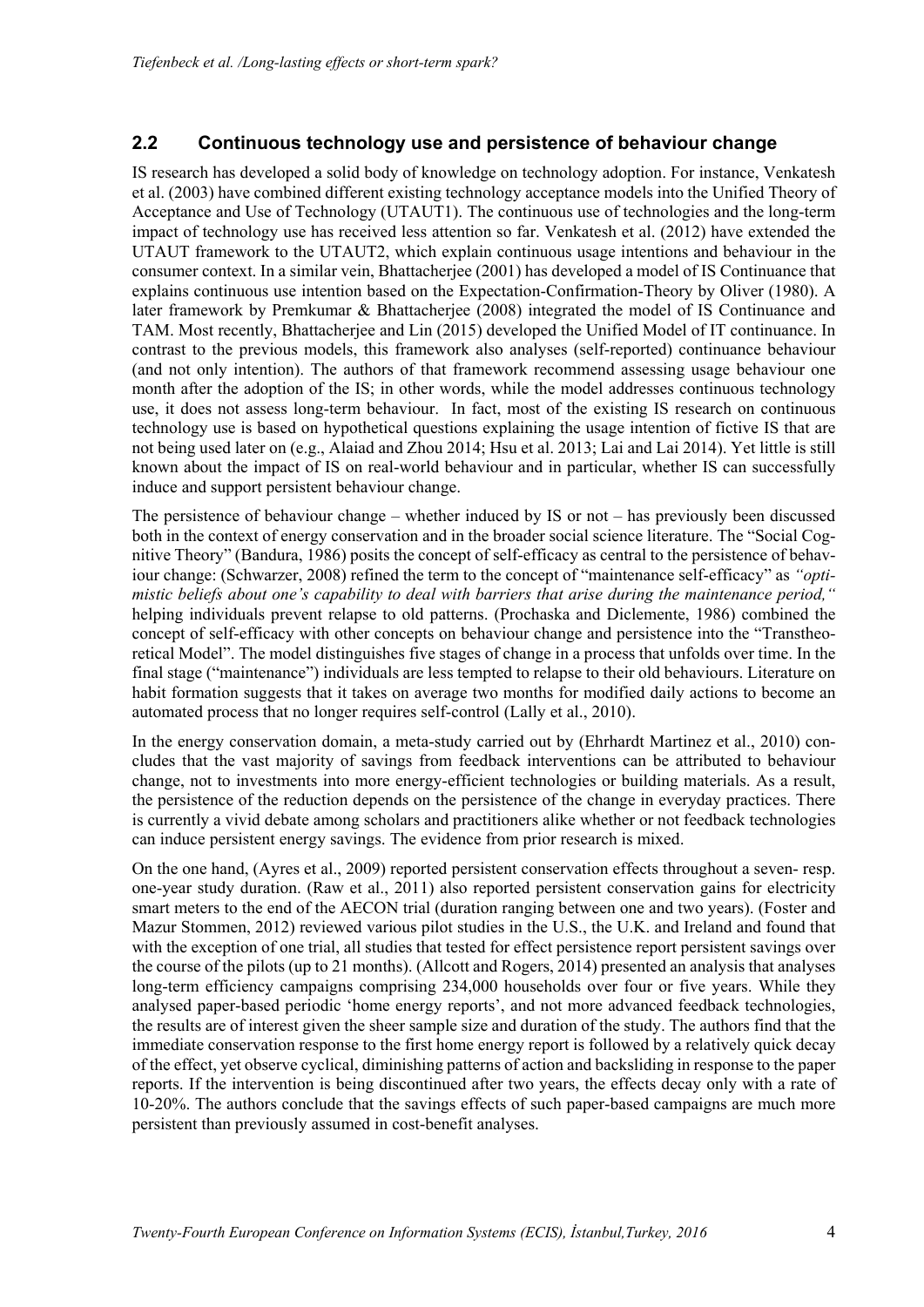## 2.2 Continuous technology use and persistence of behaviour change

IS research has developed a solid body of knowledge on technology adoption. For instance, Venkatesh et al. (2003) have combined different existing technology acceptance models into the Unified Theory of Acceptance and Use of Technology (UTAUT1). The continuous use of technologies and the long-term impact of technology use has received less attention so far. Venkatesh et al. (2012) have extended the UTAUT framework to the UTAUT2, which explain continuous usage intentions and behaviour in the consumer context. In a similar vein, Bhattacherjee (2001) has developed a model of IS Continuance that explains continuous use intention based on the Expectation-Confirmation-Theory by Oliver (1980). A later framework by Premkumar & Bhattacherjee (2008) integrated the model of IS Continuance and TAM. Most recently, Bhattacherjee and Lin (2015) developed the Unified Model of IT continuance. In contrast to the previous models, this framework also analyses (self-reported) continuance behaviour (and not only intention). The authors of that framework recommend assessing usage behaviour one month after the adoption of the IS; in other words, while the model addresses continuous technology use, it does not assess long-term behaviour. In fact, most of the existing IS research on continuous technology use is based on hypothetical questions explaining the usage intention of fictive IS that are not being used later on (e.g., Alaiad and Zhou 2014; Hsu et al. 2013; Lai and Lai 2014). Yet little is still known about the impact of IS on real-world behaviour and in particular, whether IS can successfully induce and support persistent behaviour change.

The persistence of behaviour change – whether induced by IS or not – has previously been discussed both in the context of energy conservation and in the broader social science literature. The "Social Cognitive Theory" (Bandura, 1986) posits the concept of self-efficacy as central to the persistence of behaviour change: (Schwarzer, 2008) refined the term to the concept of "maintenance self-efficacy" as *"optimistic beliefs about one's capability to deal with barriers that arise during the maintenance period,"* helping individuals prevent relapse to old patterns. (Prochaska and Diclemente, 1986) combined the concept of self-efficacy with other concepts on behaviour change and persistence into the "Transtheoretical Model". The model distinguishes five stages of change in a process that unfolds over time. In the final stage ("maintenance") individuals are less tempted to relapse to their old behaviours. Literature on habit formation suggests that it takes on average two months for modified daily actions to become an automated process that no longer requires self-control (Lally et al., 2010).

In the energy conservation domain, a meta-study carried out by (Ehrhardt Martinez et al., 2010) concludes that the vast majority of savings from feedback interventions can be attributed to behaviour change, not to investments into more energy-efficient technologies or building materials. As a result, the persistence of the reduction depends on the persistence of the change in everyday practices. There is currently a vivid debate among scholars and practitioners alike whether or not feedback technologies can induce persistent energy savings. The evidence from prior research is mixed.

On the one hand, (Ayres et al., 2009) reported persistent conservation effects throughout a seven- resp. one-year study duration. (Raw et al., 2011) also reported persistent conservation gains for electricity smart meters to the end of the AECON trial (duration ranging between one and two years). (Foster and Mazur Stommen, 2012) reviewed various pilot studies in the U.S., the U.K. and Ireland and found that with the exception of one trial, all studies that tested for effect persistence report persistent savings over the course of the pilots (up to 21 months). (Allcott and Rogers, 2014) presented an analysis that analyses long-term efficiency campaigns comprising 234,000 households over four or five years. While they analysed paper-based periodic 'home energy reports', and not more advanced feedback technologies, the results are of interest given the sheer sample size and duration of the study. The authors find that the immediate conservation response to the first home energy report is followed by a relatively quick decay of the effect, yet observe cyclical, diminishing patterns of action and backsliding in response to the paper reports. If the intervention is being discontinued after two years, the effects decay only with a rate of 10-20%. The authors conclude that the savings effects of such paper-based campaigns are much more persistent than previously assumed in cost-benefit analyses.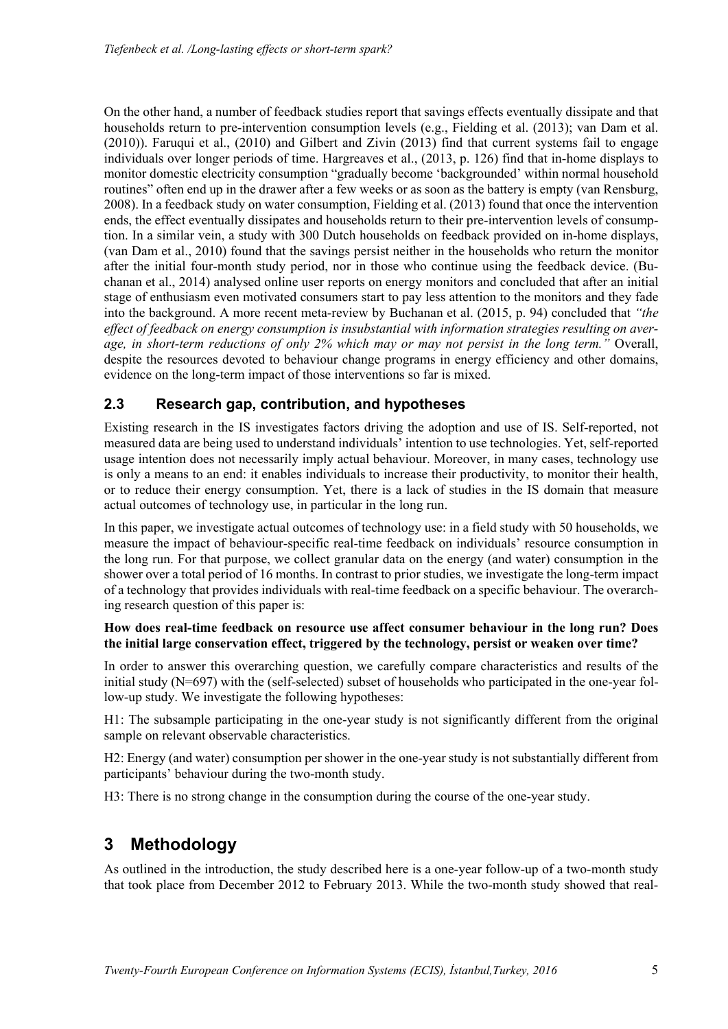On the other hand, a number of feedback studies report that savings effects eventually dissipate and that households return to pre-intervention consumption levels (e.g., Fielding et al. (2013); van Dam et al. (2010)). Faruqui et al., (2010) and Gilbert and Zivin (2013) find that current systems fail to engage individuals over longer periods of time. Hargreaves et al., (2013, p. 126) find that in-home displays to monitor domestic electricity consumption "gradually become 'backgrounded' within normal household routines" often end up in the drawer after a few weeks or as soon as the battery is empty (van Rensburg, 2008). In a feedback study on water consumption, Fielding et al. (2013) found that once the intervention ends, the effect eventually dissipates and households return to their pre-intervention levels of consumption. In a similar vein, a study with 300 Dutch households on feedback provided on in-home displays, (van Dam et al., 2010) found that the savings persist neither in the households who return the monitor after the initial four-month study period, nor in those who continue using the feedback device. (Buchanan et al., 2014) analysed online user reports on energy monitors and concluded that after an initial stage of enthusiasm even motivated consumers start to pay less attention to the monitors and they fade into the background. A more recent meta-review by Buchanan et al. (2015, p. 94) concluded that *"the effect of feedback on energy consumption is insubstantial with information strategies resulting on average, in short-term reductions of only 2% which may or may not persist in the long term."* Overall, despite the resources devoted to behaviour change programs in energy efficiency and other domains, evidence on the long-term impact of those interventions so far is mixed.

### 2.3 Research gap, contribution, and hypotheses

Existing research in the IS investigates factors driving the adoption and use of IS. Self-reported, not measured data are being used to understand individuals' intention to use technologies. Yet, self-reported usage intention does not necessarily imply actual behaviour. Moreover, in many cases, technology use is only a means to an end: it enables individuals to increase their productivity, to monitor their health, or to reduce their energy consumption. Yet, there is a lack of studies in the IS domain that measure actual outcomes of technology use, in particular in the long run.

In this paper, we investigate actual outcomes of technology use: in a field study with 50 households, we measure the impact of behaviour-specific real-time feedback on individuals' resource consumption in the long run. For that purpose, we collect granular data on the energy (and water) consumption in the shower over a total period of 16 months. In contrast to prior studies, we investigate the long-term impact of a technology that provides individuals with real-time feedback on a specific behaviour. The overarching research question of this paper is:

**How does real-time feedback on resource use affect consumer behaviour in the long run? Does the initial large conservation effect, triggered by the technology, persist or weaken over time?**

In order to answer this overarching question, we carefully compare characteristics and results of the initial study (N=697) with the (self-selected) subset of households who participated in the one-year follow-up study. We investigate the following hypotheses:

H1: The subsample participating in the one-year study is not significantly different from the original sample on relevant observable characteristics.

H2: Energy (and water) consumption per shower in the one-year study is not substantially different from participants' behaviour during the two-month study.

H3: There is no strong change in the consumption during the course of the one-year study.

## 3 Methodology

As outlined in the introduction, the study described here is a one-year follow-up of a two-month study that took place from December 2012 to February 2013. While the two-month study showed that real-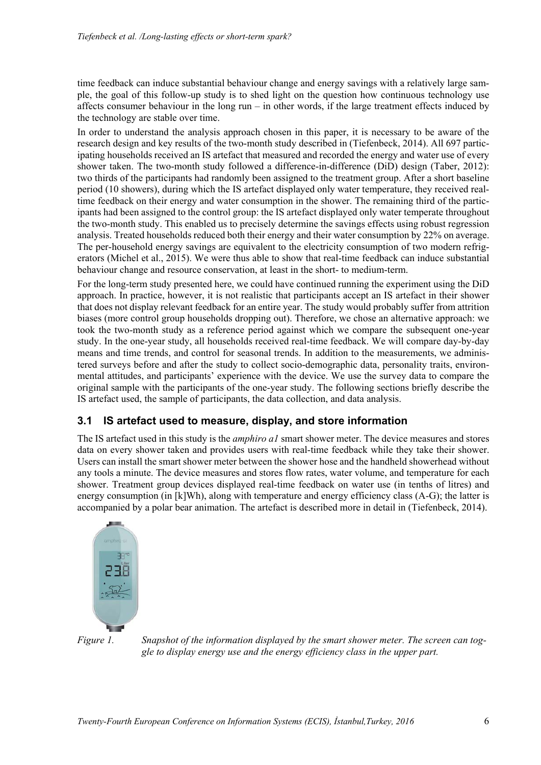time feedback can induce substantial behaviour change and energy savings with a relatively large sample, the goal of this follow-up study is to shed light on the question how continuous technology use affects consumer behaviour in the long run – in other words, if the large treatment effects induced by the technology are stable over time.

In order to understand the analysis approach chosen in this paper, it is necessary to be aware of the research design and key results of the two-month study described in (Tiefenbeck, 2014). All 697 participating households received an IS artefact that measured and recorded the energy and water use of every shower taken. The two-month study followed a difference-in-difference (DiD) design (Taber, 2012): two thirds of the participants had randomly been assigned to the treatment group. After a short baseline period (10 showers), during which the IS artefact displayed only water temperature, they received real-time feedback on their energy and water consumption in the shower. The remaining third of the participants had been assigned to the control group: the IS artefact displayed only water temperate throughout the two-month study. This enabled us to precisely determine the savings effects using robust regression analysis. Treated households reduced both their energy and their water consumption by 22% on average. The per-household energy savings are equivalent to the electricity consumption of two modern refrigerators (Michel et al., 2015). We were thus able to show that real-time feedback can induce substantial behaviour change and resource conservation, at least in the short- to medium-term.

For the long-term study presented here, we could have continued running the experiment using the DiD approach. In practice, however, it is not realistic that participants accept an IS artefact in their shower that does not display relevant feedback for an entire year. The study would probably suffer from attrition biases (more control group households dropping out). Therefore, we chose an alternative approach: we took the two-month study as a reference period against which we compare the subsequent one-year study. In the one-year study, all households received real-time feedback. We will compare day-by-day means and time trends, and control for seasonal trends. In addition to the measurements, we administered surveys before and after the study to collect socio-demographic data, personality traits, environmental attitudes, and participants' experience with the device. We use the survey data to compare the original sample with the participants of the one-year study. The following sections briefly describe the IS artefact used, the sample of participants, the data collection, and data analysis.

## 3.1 IS artefact used to measure, display, and store information

The IS artefact used in this study is the *amphiro a1* smart shower meter. The device measures and stores data on every shower taken and provides users with real-time feedback while they take their shower. Users can install the smart shower meter between the shower hose and the handheld showerhead without any tools a minute. The device measures and stores flow rates, water volume, and temperature for each shower. Treatment group devices displayed real-time feedback on water use (in tenths of litres) and energy consumption (in [k]Wh), along with temperature and energy efficiency class (A-G); the latter is accompanied by a polar bear animation. The artefact is described more in detail in (Tiefenbeck, 2014).

*Figure 1. Snapshot of the information displayed by the smart shower meter. The screen can toggle to display energy use and the energy efficiency class in the upper part.*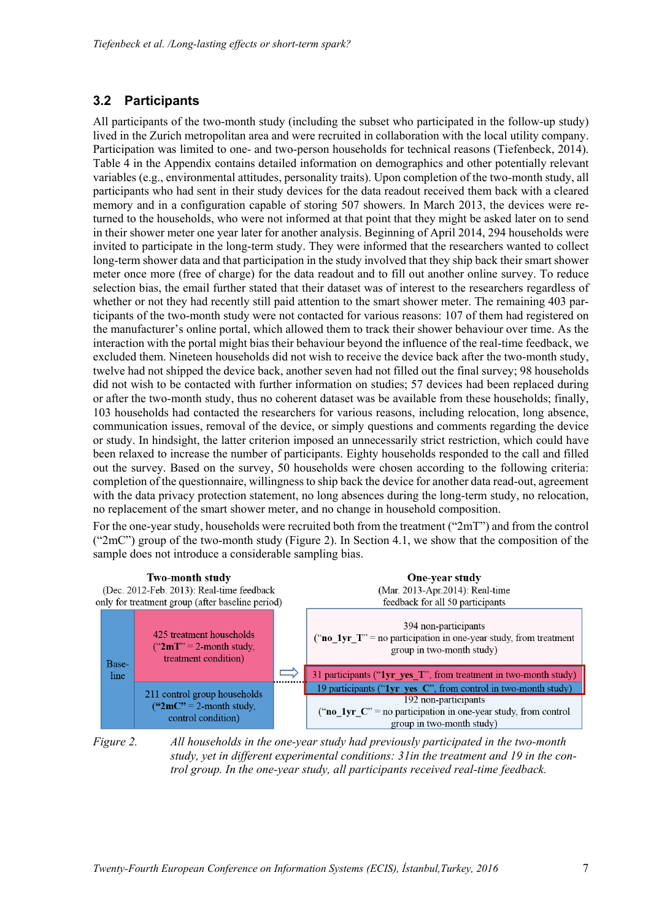## 3.2 Participants

All participants of the two-month study (including the subset who participated in the follow-up study) lived in the Zurich metropolitan area and were recruited in collaboration with the local utility company. Participation was limited to one- and two-person households for technical reasons (Tiefenbeck, 2014). Table 4 in the Appendix contains detailed information on demographics and other potentially relevant variables (e.g., environmental attitudes, personality traits). Upon completion of the two-month study, all participants who had sent in their study devices for the data readout received them back with a cleared memory and in a configuration capable of storing 507 showers. In March 2013, the devices were returned to the households, who were not informed at that point that they might be asked later on to send in their shower meter one year later for another analysis. Beginning of April 2014, 294 households were invited to participate in the long-term study. They were informed that the researchers wanted to collect long-term shower data and that participation in the study involved that they ship back their smart shower meter once more (free of charge) for the data readout and to fill out another online survey. To reduce selection bias, the email further stated that their dataset was of interest to the researchers regardless of whether or not they had recently still paid attention to the smart shower meter. The remaining 403 participants of the two-month study were not contacted for various reasons: 107 of them had registered on the manufacturer's online portal, which allowed them to track their shower behaviour over time. As the interaction with the portal might bias their behaviour beyond the influence of the real-time feedback, we excluded them. Nineteen households did not wish to receive the device back after the two-month study, twelve had not shipped the device back, another seven had not filled out the final survey; 98 households did not wish to be contacted with further information on studies; 57 devices had been replaced during or after the two-month study, thus no coherent dataset was be available from these households; finally, 103 households had contacted the researchers for various reasons, including relocation, long absence, communication issues, removal of the device, or simply questions and comments regarding the device or study. In hindsight, the latter criterion imposed an unnecessarily strict restriction, which could have been relaxed to increase the number of participants. Eighty households responded to the call and filled out the survey. Based on the survey, 50 households were chosen according to the following criteria: completion of the questionnaire, willingness to ship back the device for another data read-out, agreement with the data privacy protection statement, no long absences during the long-term study, no relocation, no replacement of the smart shower meter, and no change in household composition.

For the one-year study, households were recruited both from the treatment ("2mT") and from the control ("2mC") group of the two-month study (Figure 2). In Section 4.1, we show that the composition of the sample does not introduce a considerable sampling bias.

| Two-month study (Dec. 2012-Feb. 2013): Real-time feedback only for treatment group (after baseline period) | | | One-year study (Mar. 2013-Apr.2014): Real-time feedback for all 50 participants |
|---|---|---|---|
| Baseline | 425 treatment households ("**2mT**" = 2-month study, treatment condition) | ⇨ | 394 non-participants ("**no_1yr_T**" = no participation in one-year study, from treatment group in two-month study) |
| | | | 31 participants ("**1yr_yes_T**", from treatment in two-month study) |
| | 211 control group households ("**2mC**" = 2-month study, control condition) | | 19 participants ("**1yr_yes_C**", from control in two-month study) |
| | | | 192 non-participants ("**no_1yr_C**" = no participation in one-year study, from control group in two-month study) |

*Figure 2. All households in the one-year study had previously participated in the two-month study, yet in different experimental conditions: 31in the treatment and 19 in the control group. In the one-year study, all participants received real-time feedback.*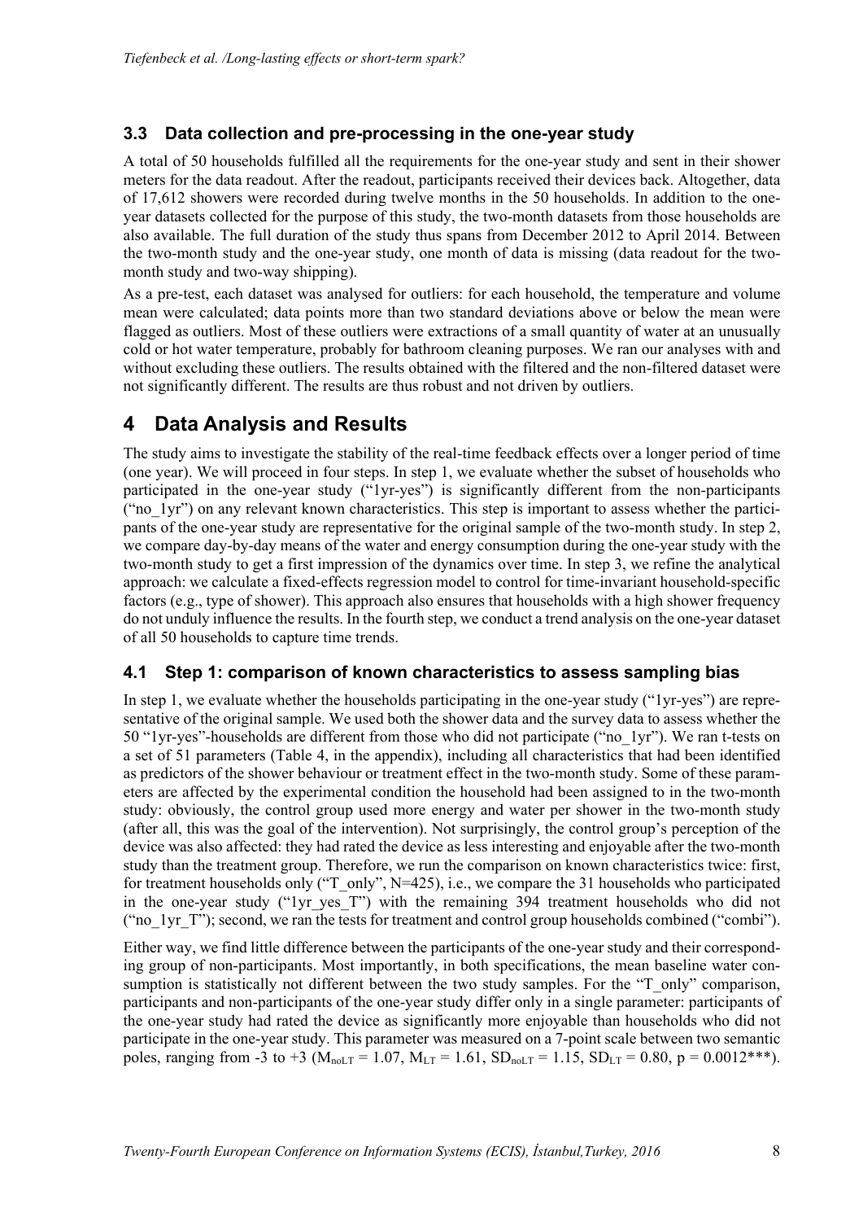### 3.3 Data collection and pre-processing in the one-year study

A total of 50 households fulfilled all the requirements for the one-year study and sent in their shower meters for the data readout. After the readout, participants received their devices back. Altogether, data of 17,612 showers were recorded during twelve months in the 50 households. In addition to the one-year datasets collected for the purpose of this study, the two-month datasets from those households are also available. The full duration of the study thus spans from December 2012 to April 2014. Between the two-month study and the one-year study, one month of data is missing (data readout for the two-month study and two-way shipping).

As a pre-test, each dataset was analysed for outliers: for each household, the temperature and volume mean were calculated; data points more than two standard deviations above or below the mean were flagged as outliers. Most of these outliers were extractions of a small quantity of water at an unusually cold or hot water temperature, probably for bathroom cleaning purposes. We ran our analyses with and without excluding these outliers. The results obtained with the filtered and the non-filtered dataset were not significantly different. The results are thus robust and not driven by outliers.

## 4 Data Analysis and Results

The study aims to investigate the stability of the real-time feedback effects over a longer period of time (one year). We will proceed in four steps. In step 1, we evaluate whether the subset of households who participated in the one-year study ("1yr-yes") is significantly different from the non-participants ("no_1yr") on any relevant known characteristics. This step is important to assess whether the participants of the one-year study are representative for the original sample of the two-month study. In step 2, we compare day-by-day means of the water and energy consumption during the one-year study with the two-month study to get a first impression of the dynamics over time. In step 3, we refine the analytical approach: we calculate a fixed-effects regression model to control for time-invariant household-specific factors (e.g., type of shower). This approach also ensures that households with a high shower frequency do not unduly influence the results. In the fourth step, we conduct a trend analysis on the one-year dataset of all 50 households to capture time trends.

### 4.1 Step 1: comparison of known characteristics to assess sampling bias

In step 1, we evaluate whether the households participating in the one-year study ("1yr-yes") are representative of the original sample. We used both the shower data and the survey data to assess whether the 50 "1yr-yes"-households are different from those who did not participate ("no_1yr"). We ran t-tests on a set of 51 parameters (Table 4, in the appendix), including all characteristics that had been identified as predictors of the shower behaviour or treatment effect in the two-month study. Some of these parameters are affected by the experimental condition the household had been assigned to in the two-month study: obviously, the control group used more energy and water per shower in the two-month study (after all, this was the goal of the intervention). Not surprisingly, the control group's perception of the device was also affected: they had rated the device as less interesting and enjoyable after the two-month study than the treatment group. Therefore, we run the comparison on known characteristics twice: first, for treatment households only ("T_only", N=425), i.e., we compare the 31 households who participated in the one-year study ("1yr_yes_T") with the remaining 394 treatment households who did not ("no_1yr_T"); second, we ran the tests for treatment and control group households combined ("combi").

Either way, we find little difference between the participants of the one-year study and their corresponding group of non-participants. Most importantly, in both specifications, the mean baseline water consumption is statistically not different between the two study samples. For the "T_only" comparison, participants and non-participants of the one-year study differ only in a single parameter: participants of the one-year study had rated the device as significantly more enjoyable than households who did not participate in the one-year study. This parameter was measured on a 7-point scale between two semantic poles, ranging from -3 to +3 ($M_{noLT} = 1.07$, $M_{LT} = 1.61$, $SD_{noLT} = 1.15$, $SD_{LT} = 0.80$, $p = 0.0012$***).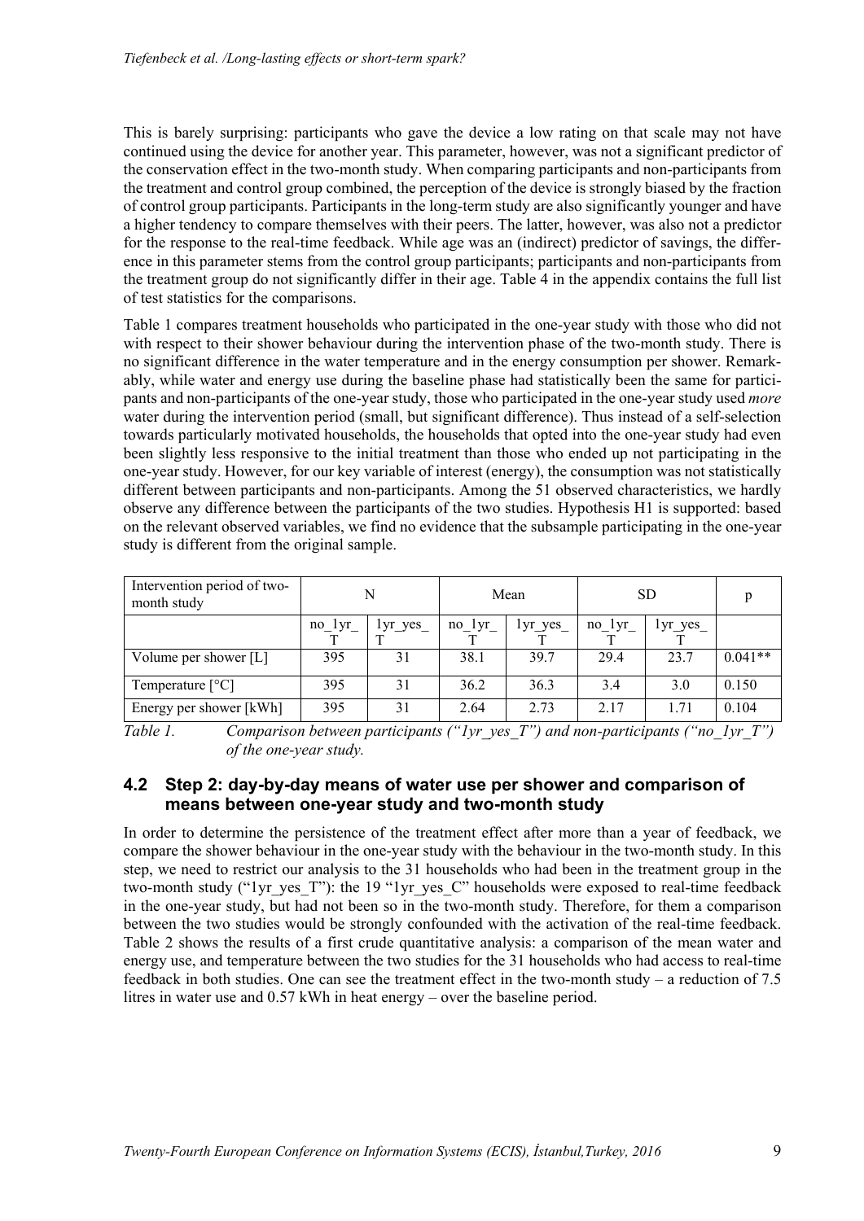This is barely surprising: participants who gave the device a low rating on that scale may not have continued using the device for another year. This parameter, however, was not a significant predictor of the conservation effect in the two-month study. When comparing participants and non-participants from the treatment and control group combined, the perception of the device is strongly biased by the fraction of control group participants. Participants in the long-term study are also significantly younger and have a higher tendency to compare themselves with their peers. The latter, however, was also not a predictor for the response to the real-time feedback. While age was an (indirect) predictor of savings, the difference in this parameter stems from the control group participants; participants and non-participants from the treatment group do not significantly differ in their age. Table 4 in the appendix contains the full list of test statistics for the comparisons.

Table 1 compares treatment households who participated in the one-year study with those who did not with respect to their shower behaviour during the intervention phase of the two-month study. There is no significant difference in the water temperature and in the energy consumption per shower. Remarkably, while water and energy use during the baseline phase had statistically been the same for participants and non-participants of the one-year study, those who participated in the one-year study used *more* water during the intervention period (small, but significant difference). Thus instead of a self-selection towards particularly motivated households, the households that opted into the one-year study had even been slightly less responsive to the initial treatment than those who ended up not participating in the one-year study. However, for our key variable of interest (energy), the consumption was not statistically different between participants and non-participants. Among the 51 observed characteristics, we hardly observe any difference between the participants of the two studies. Hypothesis H1 is supported: based on the relevant observed variables, we find no evidence that the subsample participating in the one-year study is different from the original sample.

| Intervention period of two-month study | N | | Mean | | SD | | p |
|---|---|---|---|---|---|---|---|
| | no_1yr_T | 1yr_yes_T | no_1yr_T | 1yr_yes_T | no_1yr_T | 1yr_yes_T | |
| Volume per shower [L] | 395 | 31 | 38.1 | 39.7 | 29.4 | 23.7 | 0.041** |
| Temperature [°C] | 395 | 31 | 36.2 | 36.3 | 3.4 | 3.0 | 0.150 |
| Energy per shower [kWh] | 395 | 31 | 2.64 | 2.73 | 2.17 | 1.71 | 0.104 |

*Table 1. Comparison between participants ("1yr_yes_T") and non-participants ("no_1yr_T") of the one-year study.*

## 4.2 Step 2: day-by-day means of water use per shower and comparison of means between one-year study and two-month study

In order to determine the persistence of the treatment effect after more than a year of feedback, we compare the shower behaviour in the one-year study with the behaviour in the two-month study. In this step, we need to restrict our analysis to the 31 households who had been in the treatment group in the two-month study ("1yr_yes_T"): the 19 "1yr_yes_C" households were exposed to real-time feedback in the one-year study, but had not been so in the two-month study. Therefore, for them a comparison between the two studies would be strongly confounded with the activation of the real-time feedback. Table 2 shows the results of a first crude quantitative analysis: a comparison of the mean water and energy use, and temperature between the two studies for the 31 households who had access to real-time feedback in both studies. One can see the treatment effect in the two-month study – a reduction of 7.5 litres in water use and 0.57 kWh in heat energy – over the baseline period.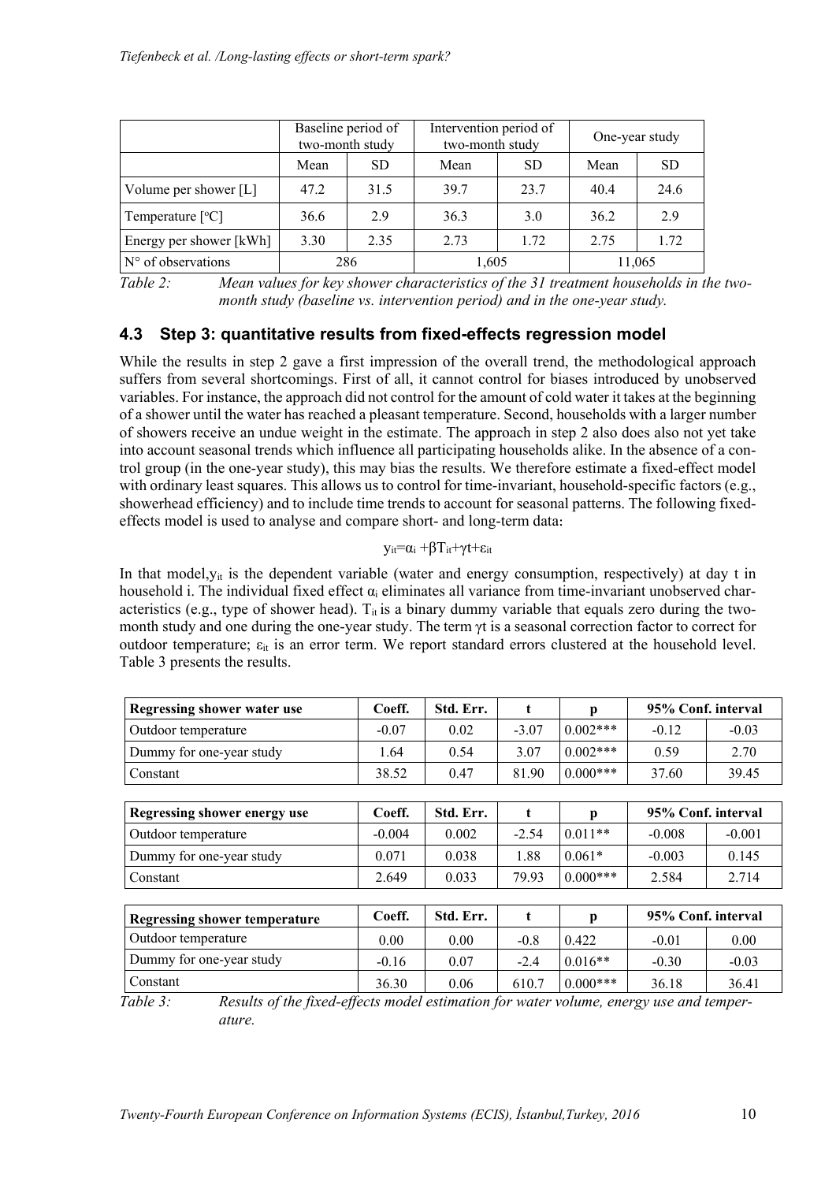| | Baseline period of two-month study | | Intervention period of two-month study | | One-year study | |
|---|---|---|---|---|---|---|
| | Mean | SD | Mean | SD | Mean | SD |
| Volume per shower [L] | 47.2 | 31.5 | 39.7 | 23.7 | 40.4 | 24.6 |
| Temperature [°C] | 36.6 | 2.9 | 36.3 | 3.0 | 36.2 | 2.9 |
| Energy per shower [kWh] | 3.30 | 2.35 | 2.73 | 1.72 | 2.75 | 1.72 |
| N° of observations | 286 | | 1,605 | | 11,065 | |

*Table 2: Mean values for key shower characteristics of the 31 treatment households in the two-month study (baseline vs. intervention period) and in the one-year study.*

### 4.3 Step 3: quantitative results from fixed-effects regression model

While the results in step 2 gave a first impression of the overall trend, the methodological approach suffers from several shortcomings. First of all, it cannot control for biases introduced by unobserved variables. For instance, the approach did not control for the amount of cold water it takes at the beginning of a shower until the water has reached a pleasant temperature. Second, households with a larger number of showers receive an undue weight in the estimate. The approach in step 2 also does also not yet take into account seasonal trends which influence all participating households alike. In the absence of a control group (in the one-year study), this may bias the results. We therefore estimate a fixed-effect model with ordinary least squares. This allows us to control for time-invariant, household-specific factors (e.g., showerhead efficiency) and to include time trends to account for seasonal patterns. The following fixed-effects model is used to analyse and compare short- and long-term data:

$$y_{it}=\alpha_i+\beta T_{it}+\gamma t+\varepsilon_{it}$$

In that model, $y_{it}$ is the dependent variable (water and energy consumption, respectively) at day t in household i. The individual fixed effect $\alpha_i$ eliminates all variance from time-invariant unobserved characteristics (e.g., type of shower head). $T_{it}$ is a binary dummy variable that equals zero during the two-month study and one during the one-year study. The term $\gamma t$ is a seasonal correction factor to correct for outdoor temperature; $\varepsilon_{it}$ is an error term. We report standard errors clustered at the household level. Table 3 presents the results.

| Regressing shower water use | Coeff. | Std. Err. | t | p | 95% Conf. interval | |
|---|---|---|---|---|---|---|
| Outdoor temperature | -0.07 | 0.02 | -3.07 | 0.002*** | -0.12 | -0.03 |
| Dummy for one-year study | 1.64 | 0.54 | 3.07 | 0.002*** | 0.59 | 2.70 |
| Constant | 38.52 | 0.47 | 81.90 | 0.000*** | 37.60 | 39.45 |

| Regressing shower energy use | Coeff. | Std. Err. | t | p | 95% Conf. interval | |
|---|---|---|---|---|---|---|
| Outdoor temperature | -0.004 | 0.002 | -2.54 | 0.011** | -0.008 | -0.001 |
| Dummy for one-year study | 0.071 | 0.038 | 1.88 | 0.061* | -0.003 | 0.145 |
| Constant | 2.649 | 0.033 | 79.93 | 0.000*** | 2.584 | 2.714 |

| Regressing shower temperature | Coeff. | Std. Err. | t | p | 95% Conf. interval | |
|---|---|---|---|---|---|---|
| Outdoor temperature | 0.00 | 0.00 | -0.8 | 0.422 | -0.01 | 0.00 |
| Dummy for one-year study | -0.16 | 0.07 | -2.4 | 0.016** | -0.30 | -0.03 |
| Constant | 36.30 | 0.06 | 610.7 | 0.000*** | 36.18 | 36.41 |

*Table 3: Results of the fixed-effects model estimation for water volume, energy use and temperature.*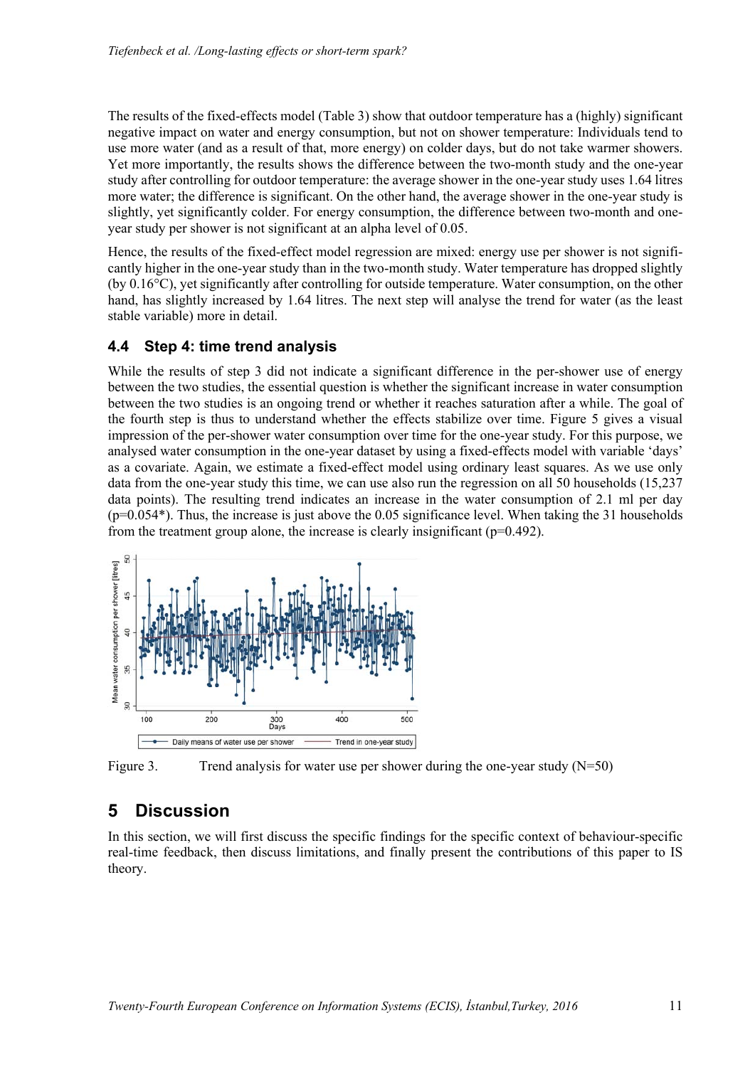The results of the fixed-effects model (Table 3) show that outdoor temperature has a (highly) significant negative impact on water and energy consumption, but not on shower temperature: Individuals tend to use more water (and as a result of that, more energy) on colder days, but do not take warmer showers. Yet more importantly, the results shows the difference between the two-month study and the one-year study after controlling for outdoor temperature: the average shower in the one-year study uses 1.64 litres more water; the difference is significant. On the other hand, the average shower in the one-year study is slightly, yet significantly colder. For energy consumption, the difference between two-month and one-year study per shower is not significant at an alpha level of 0.05.

Hence, the results of the fixed-effect model regression are mixed: energy use per shower is not significantly higher in the one-year study than in the two-month study. Water temperature has dropped slightly (by 0.16°C), yet significantly after controlling for outside temperature. Water consumption, on the other hand, has slightly increased by 1.64 litres. The next step will analyse the trend for water (as the least stable variable) more in detail.

### 4.4 Step 4: time trend analysis

While the results of step 3 did not indicate a significant difference in the per-shower use of energy between the two studies, the essential question is whether the significant increase in water consumption between the two studies is an ongoing trend or whether it reaches saturation after a while. The goal of the fourth step is thus to understand whether the effects stabilize over time. Figure 5 gives a visual impression of the per-shower water consumption over time for the one-year study. For this purpose, we analysed water consumption in the one-year dataset by using a fixed-effects model with variable 'days' as a covariate. Again, we estimate a fixed-effect model using ordinary least squares. As we use only data from the one-year study this time, we can use also run the regression on all 50 households (15,237 data points). The resulting trend indicates an increase in the water consumption of 2.1 ml per day ($p=0.054$*). Thus, the increase is just above the 0.05 significance level. When taking the 31 households from the treatment group alone, the increase is clearly insignificant ($p=0.492$).

Figure 3. Trend analysis for water use per shower during the one-year study (N=50)

## 5 Discussion

In this section, we will first discuss the specific findings for the specific context of behaviour-specific real-time feedback, then discuss limitations, and finally present the contributions of this paper to IS theory.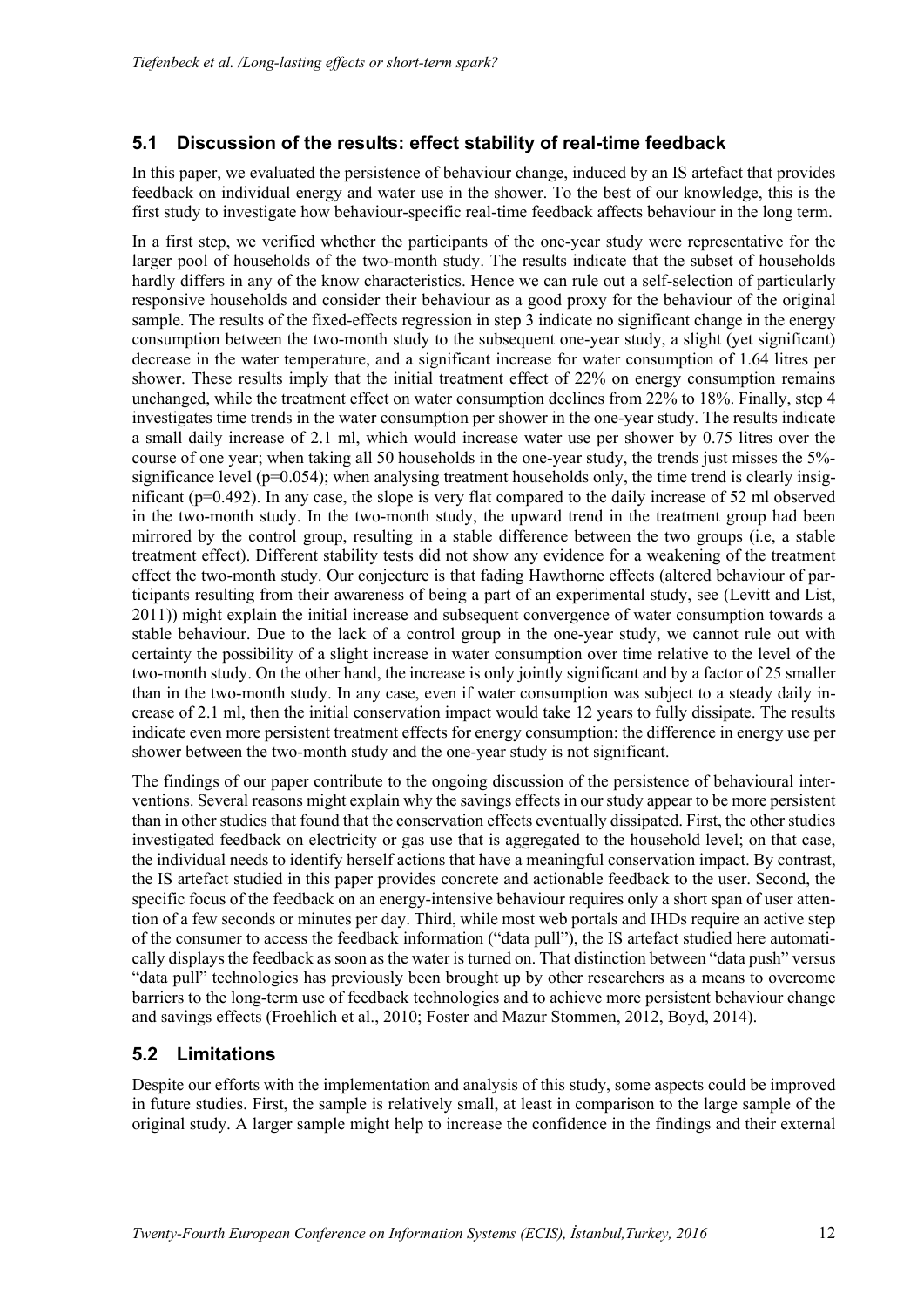## 5.1 Discussion of the results: effect stability of real-time feedback

In this paper, we evaluated the persistence of behaviour change, induced by an IS artefact that provides feedback on individual energy and water use in the shower. To the best of our knowledge, this is the first study to investigate how behaviour-specific real-time feedback affects behaviour in the long term.

In a first step, we verified whether the participants of the one-year study were representative for the larger pool of households of the two-month study. The results indicate that the subset of households hardly differs in any of the know characteristics. Hence we can rule out a self-selection of particularly responsive households and consider their behaviour as a good proxy for the behaviour of the original sample. The results of the fixed-effects regression in step 3 indicate no significant change in the energy consumption between the two-month study to the subsequent one-year study, a slight (yet significant) decrease in the water temperature, and a significant increase for water consumption of 1.64 litres per shower. These results imply that the initial treatment effect of 22% on energy consumption remains unchanged, while the treatment effect on water consumption declines from 22% to 18%. Finally, step 4 investigates time trends in the water consumption per shower in the one-year study. The results indicate a small daily increase of 2.1 ml, which would increase water use per shower by 0.75 litres over the course of one year; when taking all 50 households in the one-year study, the trends just misses the 5%-significance level ($p=0.054$); when analysing treatment households only, the time trend is clearly insignificant ($p=0.492$). In any case, the slope is very flat compared to the daily increase of 52 ml observed in the two-month study. In the two-month study, the upward trend in the treatment group had been mirrored by the control group, resulting in a stable difference between the two groups (i.e, a stable treatment effect). Different stability tests did not show any evidence for a weakening of the treatment effect the two-month study. Our conjecture is that fading Hawthorne effects (altered behaviour of participants resulting from their awareness of being a part of an experimental study, see (Levitt and List, 2011)) might explain the initial increase and subsequent convergence of water consumption towards a stable behaviour. Due to the lack of a control group in the one-year study, we cannot rule out with certainty the possibility of a slight increase in water consumption over time relative to the level of the two-month study. On the other hand, the increase is only jointly significant and by a factor of 25 smaller than in the two-month study. In any case, even if water consumption was subject to a steady daily increase of 2.1 ml, then the initial conservation impact would take 12 years to fully dissipate. The results indicate even more persistent treatment effects for energy consumption: the difference in energy use per shower between the two-month study and the one-year study is not significant.

The findings of our paper contribute to the ongoing discussion of the persistence of behavioural interventions. Several reasons might explain why the savings effects in our study appear to be more persistent than in other studies that found that the conservation effects eventually dissipated. First, the other studies investigated feedback on electricity or gas use that is aggregated to the household level; on that case, the individual needs to identify herself actions that have a meaningful conservation impact. By contrast, the IS artefact studied in this paper provides concrete and actionable feedback to the user. Second, the specific focus of the feedback on an energy-intensive behaviour requires only a short span of user attention of a few seconds or minutes per day. Third, while most web portals and IHDs require an active step of the consumer to access the feedback information ("data pull"), the IS artefact studied here automatically displays the feedback as soon as the water is turned on. That distinction between "data push" versus "data pull" technologies has previously been brought up by other researchers as a means to overcome barriers to the long-term use of feedback technologies and to achieve more persistent behaviour change and savings effects (Froehlich et al., 2010; Foster and Mazur Stommen, 2012, Boyd, 2014).

## 5.2 Limitations

Despite our efforts with the implementation and analysis of this study, some aspects could be improved in future studies. First, the sample is relatively small, at least in comparison to the large sample of the original study. A larger sample might help to increase the confidence in the findings and their external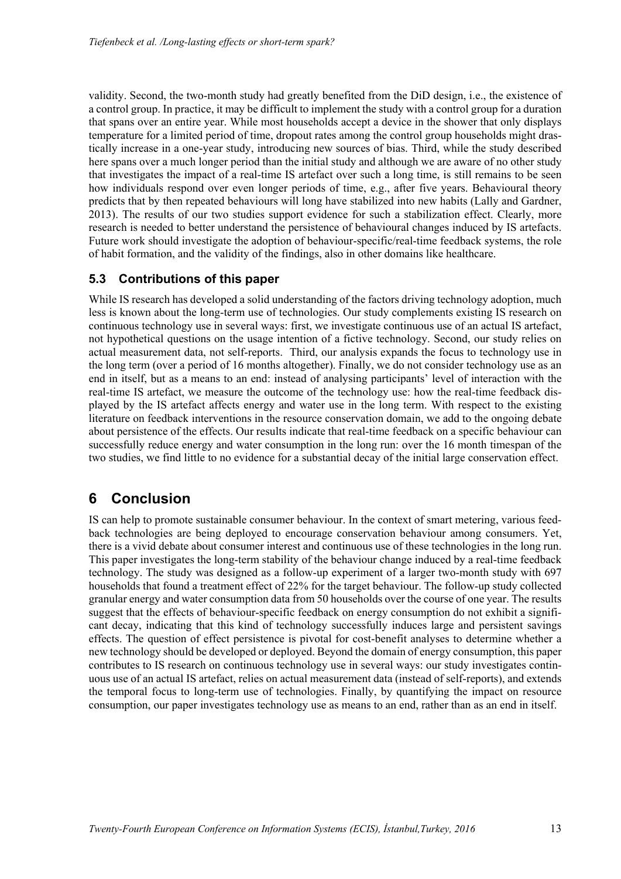validity. Second, the two-month study had greatly benefited from the DiD design, i.e., the existence of a control group. In practice, it may be difficult to implement the study with a control group for a duration that spans over an entire year. While most households accept a device in the shower that only displays temperature for a limited period of time, dropout rates among the control group households might drastically increase in a one-year study, introducing new sources of bias. Third, while the study described here spans over a much longer period than the initial study and although we are aware of no other study that investigates the impact of a real-time IS artefact over such a long time, is still remains to be seen how individuals respond over even longer periods of time, e.g., after five years. Behavioural theory predicts that by then repeated behaviours will long have stabilized into new habits (Lally and Gardner, 2013). The results of our two studies support evidence for such a stabilization effect. Clearly, more research is needed to better understand the persistence of behavioural changes induced by IS artefacts. Future work should investigate the adoption of behaviour-specific/real-time feedback systems, the role of habit formation, and the validity of the findings, also in other domains like healthcare.

### 5.3 Contributions of this paper

While IS research has developed a solid understanding of the factors driving technology adoption, much less is known about the long-term use of technologies. Our study complements existing IS research on continuous technology use in several ways: first, we investigate continuous use of an actual IS artefact, not hypothetical questions on the usage intention of a fictive technology. Second, our study relies on actual measurement data, not self-reports. Third, our analysis expands the focus to technology use in the long term (over a period of 16 months altogether). Finally, we do not consider technology use as an end in itself, but as a means to an end: instead of analysing participants' level of interaction with the real-time IS artefact, we measure the outcome of the technology use: how the real-time feedback displayed by the IS artefact affects energy and water use in the long term. With respect to the existing literature on feedback interventions in the resource conservation domain, we add to the ongoing debate about persistence of the effects. Our results indicate that real-time feedback on a specific behaviour can successfully reduce energy and water consumption in the long run: over the 16 month timespan of the two studies, we find little to no evidence for a substantial decay of the initial large conservation effect.

## 6 Conclusion

IS can help to promote sustainable consumer behaviour. In the context of smart metering, various feedback technologies are being deployed to encourage conservation behaviour among consumers. Yet, there is a vivid debate about consumer interest and continuous use of these technologies in the long run. This paper investigates the long-term stability of the behaviour change induced by a real-time feedback technology. The study was designed as a follow-up experiment of a larger two-month study with 697 households that found a treatment effect of 22% for the target behaviour. The follow-up study collected granular energy and water consumption data from 50 households over the course of one year. The results suggest that the effects of behaviour-specific feedback on energy consumption do not exhibit a significant decay, indicating that this kind of technology successfully induces large and persistent savings effects. The question of effect persistence is pivotal for cost-benefit analyses to determine whether a new technology should be developed or deployed. Beyond the domain of energy consumption, this paper contributes to IS research on continuous technology use in several ways: our study investigates continuous use of an actual IS artefact, relies on actual measurement data (instead of self-reports), and extends the temporal focus to long-term use of technologies. Finally, by quantifying the impact on resource consumption, our paper investigates technology use as means to an end, rather than as an end in itself.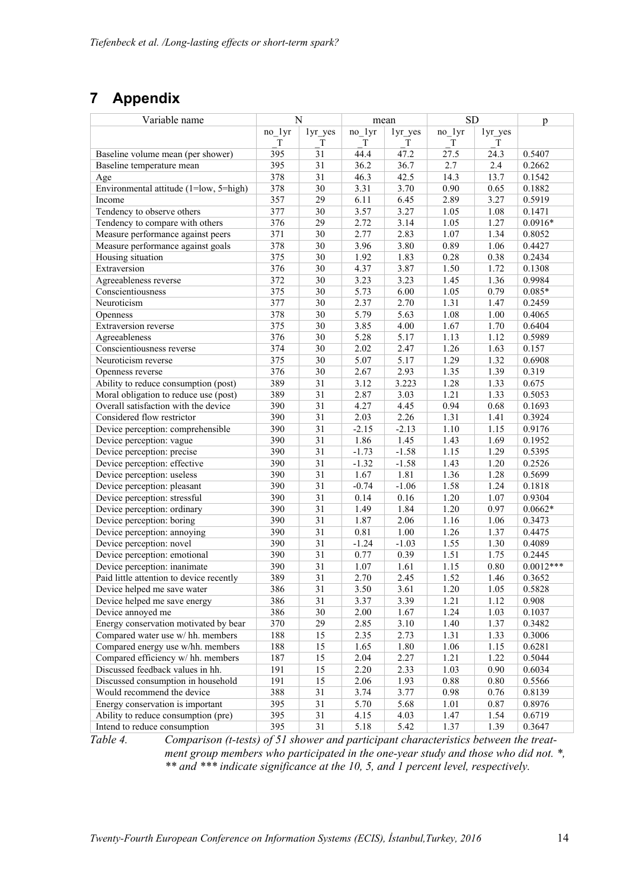# 7 Appendix

| Variable name | N | | mean | | SD | | p |
|---|---|---|---|---|---|---|---|
| | no_1yr_T | 1yr_yes_T | no_1yr_T | 1yr_yes_T | no_1yr_T | 1yr_yes_T | |
| Baseline volume mean (per shower) | 395 | 31 | 44.4 | 47.2 | 27.5 | 24.3 | 0.5407 |
| Baseline temperature mean | 395 | 31 | 36.2 | 36.7 | 2.7 | 2.4 | 0.2662 |
| Age | 378 | 31 | 46.3 | 42.5 | 14.3 | 13.7 | 0.1542 |
| Environmental attitude (1=low, 5=high) | 378 | 30 | 3.31 | 3.70 | 0.90 | 0.65 | 0.1882 |
| Income | 357 | 29 | 6.11 | 6.45 | 2.89 | 3.27 | 0.5919 |
| Tendency to observe others | 377 | 30 | 3.57 | 3.27 | 1.05 | 1.08 | 0.1471 |
| Tendency to compare with others | 376 | 29 | 2.72 | 3.14 | 1.05 | 1.27 | 0.0916* |
| Measure performance against peers | 371 | 30 | 2.77 | 2.83 | 1.07 | 1.34 | 0.8052 |
| Measure performance against goals | 378 | 30 | 3.96 | 3.80 | 0.89 | 1.06 | 0.4427 |
| Housing situation | 375 | 30 | 1.92 | 1.83 | 0.28 | 0.38 | 0.2434 |
| Extraversion | 376 | 30 | 4.37 | 3.87 | 1.50 | 1.72 | 0.1308 |
| Agreeableness reverse | 372 | 30 | 3.23 | 3.23 | 1.45 | 1.36 | 0.9984 |
| Conscientiousness | 375 | 30 | 5.73 | 6.00 | 1.05 | 0.79 | 0.085* |
| Neuroticism | 377 | 30 | 2.37 | 2.70 | 1.31 | 1.47 | 0.2459 |
| Openness | 378 | 30 | 5.79 | 5.63 | 1.08 | 1.00 | 0.4065 |
| Extraversion reverse | 375 | 30 | 3.85 | 4.00 | 1.67 | 1.70 | 0.6404 |
| Agreeableness | 376 | 30 | 5.28 | 5.17 | 1.13 | 1.12 | 0.5989 |
| Conscientiousness reverse | 374 | 30 | 2.02 | 2.47 | 1.26 | 1.63 | 0.157 |
| Neuroticism reverse | 375 | 30 | 5.07 | 5.17 | 1.29 | 1.32 | 0.6908 |
| Openness reverse | 376 | 30 | 2.67 | 2.93 | 1.35 | 1.39 | 0.319 |
| Ability to reduce consumption (post) | 389 | 31 | 3.12 | 3.223 | 1.28 | 1.33 | 0.675 |
| Moral obligation to reduce use (post) | 389 | 31 | 2.87 | 3.03 | 1.21 | 1.33 | 0.5053 |
| Overall satisfaction with the device | 390 | 31 | 4.27 | 4.45 | 0.94 | 0.68 | 0.1693 |
| Considered flow restrictor | 390 | 31 | 2.03 | 2.26 | 1.31 | 1.41 | 0.3924 |
| Device perception: comprehensible | 390 | 31 | -2.15 | -2.13 | 1.10 | 1.15 | 0.9176 |
| Device perception: vague | 390 | 31 | 1.86 | 1.45 | 1.43 | 1.69 | 0.1952 |
| Device perception: precise | 390 | 31 | -1.73 | -1.58 | 1.15 | 1.29 | 0.5395 |
| Device perception: effective | 390 | 31 | -1.32 | -1.58 | 1.43 | 1.20 | 0.2526 |
| Device perception: useless | 390 | 31 | 1.67 | 1.81 | 1.36 | 1.28 | 0.5699 |
| Device perception: pleasant | 390 | 31 | -0.74 | -1.06 | 1.58 | 1.24 | 0.1818 |
| Device perception: stressful | 390 | 31 | 0.14 | 0.16 | 1.20 | 1.07 | 0.9304 |
| Device perception: ordinary | 390 | 31 | 1.49 | 1.84 | 1.20 | 0.97 | 0.0662* |
| Device perception: boring | 390 | 31 | 1.87 | 2.06 | 1.16 | 1.06 | 0.3473 |
| Device perception: annoying | 390 | 31 | 0.81 | 1.00 | 1.26 | 1.37 | 0.4475 |
| Device perception: novel | 390 | 31 | -1.24 | -1.03 | 1.55 | 1.30 | 0.4089 |
| Device perception: emotional | 390 | 31 | 0.77 | 0.39 | 1.51 | 1.75 | 0.2445 |
| Device perception: inanimate | 390 | 31 | 1.07 | 1.61 | 1.15 | 0.80 | 0.0012*** |
| Paid little attention to device recently | 389 | 31 | 2.70 | 2.45 | 1.52 | 1.46 | 0.3652 |
| Device helped me save water | 386 | 31 | 3.50 | 3.61 | 1.20 | 1.05 | 0.5828 |
| Device helped me save energy | 386 | 31 | 3.37 | 3.39 | 1.21 | 1.12 | 0.908 |
| Device annoyed me | 386 | 30 | 2.00 | 1.67 | 1.24 | 1.03 | 0.1037 |
| Energy conservation motivated by bear | 370 | 29 | 2.85 | 3.10 | 1.40 | 1.37 | 0.3482 |
| Compared water use w/ hh. members | 188 | 15 | 2.35 | 2.73 | 1.31 | 1.33 | 0.3006 |
| Compared energy use w/hh. members | 188 | 15 | 1.65 | 1.80 | 1.06 | 1.15 | 0.6281 |
| Compared efficiency w/ hh. members | 187 | 15 | 2.04 | 2.27 | 1.21 | 1.22 | 0.5044 |
| Discussed feedback values in hh. | 191 | 15 | 2.20 | 2.33 | 1.03 | 0.90 | 0.6034 |
| Discussed consumption in household | 191 | 15 | 2.06 | 1.93 | 0.88 | 0.80 | 0.5566 |
| Would recommend the device | 388 | 31 | 3.74 | 3.77 | 0.98 | 0.76 | 0.8139 |
| Energy conservation is important | 395 | 31 | 5.70 | 5.68 | 1.01 | 0.87 | 0.8976 |
| Ability to reduce consumption (pre) | 395 | 31 | 4.15 | 4.03 | 1.47 | 1.54 | 0.6719 |
| Intend to reduce consumption | 395 | 31 | 5.18 | 5.42 | 1.37 | 1.39 | 0.3647 |

*Table 4. Comparison (t-tests) of 51 shower and participant characteristics between the treatment group members who participated in the one-year study and those who did not. *, ** and *** indicate significance at the 10, 5, and 1 percent level, respectively.*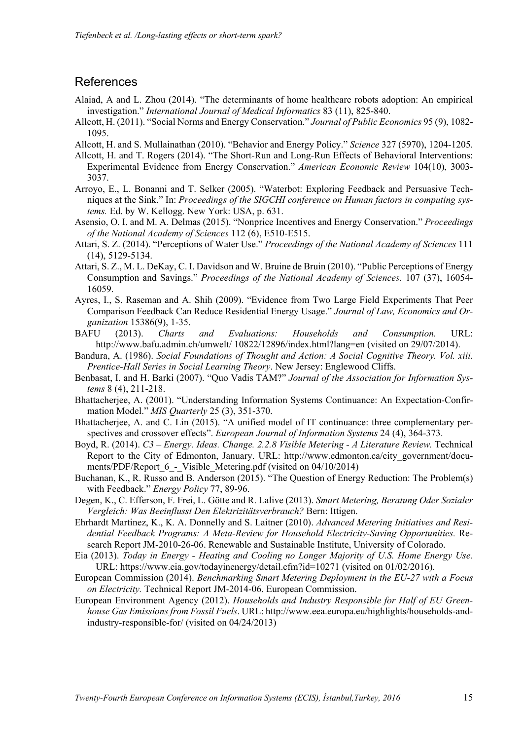## References

Alaiad, A and L. Zhou (2014). "The determinants of home healthcare robots adoption: An empirical investigation." *International Journal of Medical Informatics* 83 (11), 825-840.

Allcott, H. (2011). "Social Norms and Energy Conservation." *Journal of Public Economics* 95 (9), 1082-1095.

Allcott, H. and S. Mullainathan (2010). "Behavior and Energy Policy." *Science* 327 (5970), 1204-1205.

Allcott, H. and T. Rogers (2014). "The Short-Run and Long-Run Effects of Behavioral Interventions: Experimental Evidence from Energy Conservation." *American Economic Review* 104(10), 3003-3037.

Arroyo, E., L. Bonanni and T. Selker (2005). "Waterbot: Exploring Feedback and Persuasive Techniques at the Sink." In: *Proceedings of the SIGCHI conference on Human factors in computing systems.* Ed. by W. Kellogg. New York: USA, p. 631.

Asensio, O. I. and M. A. Delmas (2015). "Nonprice Incentives and Energy Conservation." *Proceedings of the National Academy of Sciences* 112 (6), E510-E515.

Attari, S. Z. (2014). "Perceptions of Water Use." *Proceedings of the National Academy of Sciences* 111 (14), 5129-5134.

Attari, S. Z., M. L. DeKay, C. I. Davidson and W. Bruine de Bruin (2010). "Public Perceptions of Energy Consumption and Savings." *Proceedings of the National Academy of Sciences.* 107 (37), 16054-16059.

Ayres, I., S. Raseman and A. Shih (2009). "Evidence from Two Large Field Experiments That Peer Comparison Feedback Can Reduce Residential Energy Usage." *Journal of Law, Economics and Organization* 15386(9), 1-35.

BAFU (2013). *Charts and Evaluations: Households and Consumption.* URL: http://www.bafu.admin.ch/umwelt/ 10822/12896/index.html?lang=en (visited on 29/07/2014).

Bandura, A. (1986). *Social Foundations of Thought and Action: A Social Cognitive Theory. Vol. xiii. Prentice-Hall Series in Social Learning Theory*. New Jersey: Englewood Cliffs.

Benbasat, I. and H. Barki (2007). "Quo Vadis TAM?" *Journal of the Association for Information Systems* 8 (4), 211-218.

Bhattacherjee, A. (2001). "Understanding Information Systems Continuance: An Expectation-Confirmation Model." *MIS Quarterly* 25 (3), 351-370.

Bhattacherjee, A. and C. Lin (2015). "A unified model of IT continuance: three complementary perspectives and crossover effects". *European Journal of Information Systems* 24 (4), 364-373.

Boyd, R. (2014). *C3 – Energy. Ideas. Change. 2.2.8 Visible Metering - A Literature Review.* Technical Report to the City of Edmonton, January. URL: http://www.edmonton.ca/city_government/documents/PDF/Report_6_-_Visible_Metering.pdf (visited on 04/10/2014)

Buchanan, K., R. Russo and B. Anderson (2015). "The Question of Energy Reduction: The Problem(s) with Feedback." *Energy Policy* 77, 89-96.

Degen, K., C. Efferson, F. Frei, L. Götte and R. Lalive (2013). *Smart Metering, Beratung Oder Sozialer Vergleich: Was Beeinflusst Den Elektrizitätsverbrauch?* Bern: Ittigen.

Ehrhardt Martinez, K., K. A. Donnelly and S. Laitner (2010). *Advanced Metering Initiatives and Residential Feedback Programs: A Meta-Review for Household Electricity-Saving Opportunities.* Research Report JM-2010-26-06. Renewable and Sustainable Institute, University of Colorado.

Eia (2013). *Today in Energy - Heating and Cooling no Longer Majority of U.S. Home Energy Use.* URL: https://www.eia.gov/todayinenergy/detail.cfm?id=10271 (visited on 01/02/2016).

European Commission (2014). *Benchmarking Smart Metering Deployment in the EU-27 with a Focus on Electricity.* Technical Report JM-2014-06. European Commission.

European Environment Agency (2012). *Households and Industry Responsible for Half of EU Greenhouse Gas Emissions from Fossil Fuels*. URL: http://www.eea.europa.eu/highlights/households-and-industry-responsible-for/ (visited on 04/24/2013)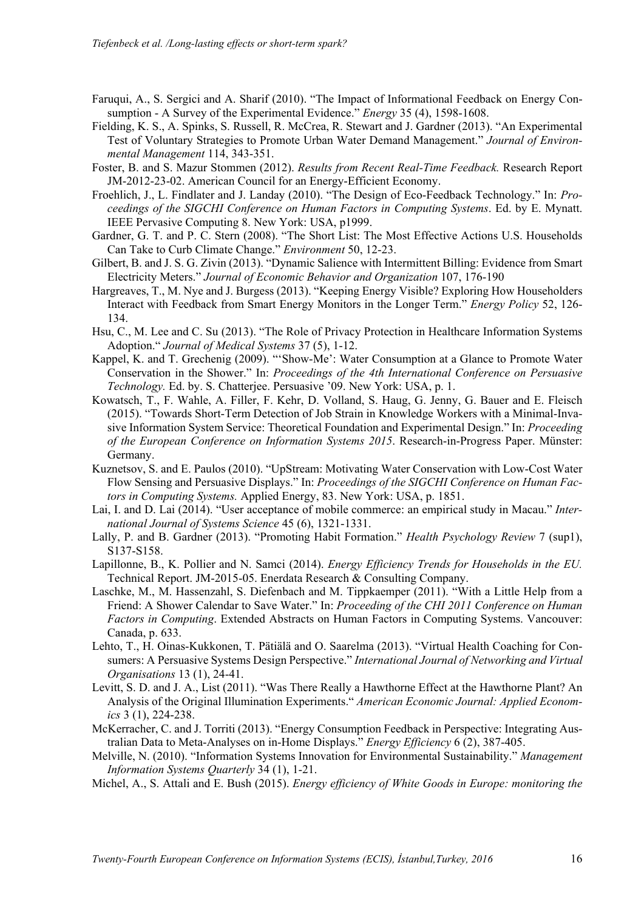Faruqui, A., S. Sergici and A. Sharif (2010). "The Impact of Informational Feedback on Energy Consumption - A Survey of the Experimental Evidence." *Energy* 35 (4), 1598-1608.

Fielding, K. S., A. Spinks, S. Russell, R. McCrea, R. Stewart and J. Gardner (2013). "An Experimental Test of Voluntary Strategies to Promote Urban Water Demand Management." *Journal of Environmental Management* 114, 343-351.

Foster, B. and S. Mazur Stommen (2012). *Results from Recent Real-Time Feedback.* Research Report JM-2012-23-02. American Council for an Energy-Efficient Economy.

Froehlich, J., L. Findlater and J. Landay (2010). "The Design of Eco-Feedback Technology." In: *Proceedings of the SIGCHI Conference on Human Factors in Computing Systems*. Ed. by E. Mynatt. IEEE Pervasive Computing 8. New York: USA, p1999.

Gardner, G. T. and P. C. Stern (2008). "The Short List: The Most Effective Actions U.S. Households Can Take to Curb Climate Change." *Environment* 50, 12-23.

Gilbert, B. and J. S. G. Zivin (2013). "Dynamic Salience with Intermittent Billing: Evidence from Smart Electricity Meters." *Journal of Economic Behavior and Organization* 107, 176-190

Hargreaves, T., M. Nye and J. Burgess (2013). "Keeping Energy Visible? Exploring How Householders Interact with Feedback from Smart Energy Monitors in the Longer Term." *Energy Policy* 52, 126-134.

Hsu, C., M. Lee and C. Su (2013). "The Role of Privacy Protection in Healthcare Information Systems Adoption." *Journal of Medical Systems* 37 (5), 1-12.

Kappel, K. and T. Grechenig (2009). "'Show-Me': Water Consumption at a Glance to Promote Water Conservation in the Shower." In: *Proceedings of the 4th International Conference on Persuasive Technology.* Ed. by. S. Chatterjee. Persuasive '09. New York: USA, p. 1.

Kowatsch, T., F. Wahle, A. Filler, F. Kehr, D. Volland, S. Haug, G. Jenny, G. Bauer and E. Fleisch (2015). "Towards Short-Term Detection of Job Strain in Knowledge Workers with a Minimal-Invasive Information System Service: Theoretical Foundation and Experimental Design." In: *Proceeding of the European Conference on Information Systems 2015*. Research-in-Progress Paper. Münster: Germany.

Kuznetsov, S. and E. Paulos (2010). "UpStream: Motivating Water Conservation with Low-Cost Water Flow Sensing and Persuasive Displays." In: *Proceedings of the SIGCHI Conference on Human Factors in Computing Systems.* Applied Energy, 83. New York: USA, p. 1851.

Lai, I. and D. Lai (2014). "User acceptance of mobile commerce: an empirical study in Macau." *International Journal of Systems Science* 45 (6), 1321-1331.

Lally, P. and B. Gardner (2013). "Promoting Habit Formation." *Health Psychology Review* 7 (sup1), S137-S158.

Lapillonne, B., K. Pollier and N. Samci (2014). *Energy Efficiency Trends for Households in the EU.* Technical Report. JM-2015-05. Enerdata Research & Consulting Company.

Laschke, M., M. Hassenzahl, S. Diefenbach and M. Tippkaemper (2011). "With a Little Help from a Friend: A Shower Calendar to Save Water." In: *Proceeding of the CHI 2011 Conference on Human Factors in Computing*. Extended Abstracts on Human Factors in Computing Systems. Vancouver: Canada, p. 633.

Lehto, T., H. Oinas-Kukkonen, T. Pätiälä and O. Saarelma (2013). "Virtual Health Coaching for Consumers: A Persuasive Systems Design Perspective." *International Journal of Networking and Virtual Organisations* 13 (1), 24-41.

Levitt, S. D. and J. A., List (2011). "Was There Really a Hawthorne Effect at the Hawthorne Plant? An Analysis of the Original Illumination Experiments." *American Economic Journal: Applied Economics* 3 (1), 224-238.

McKerracher, C. and J. Torriti (2013). "Energy Consumption Feedback in Perspective: Integrating Australian Data to Meta-Analyses on in-Home Displays." *Energy Efficiency* 6 (2), 387-405.

Melville, N. (2010). "Information Systems Innovation for Environmental Sustainability." *Management Information Systems Quarterly* 34 (1), 1-21.

Michel, A., S. Attali and E. Bush (2015). *Energy efficiency of White Goods in Europe: monitoring the*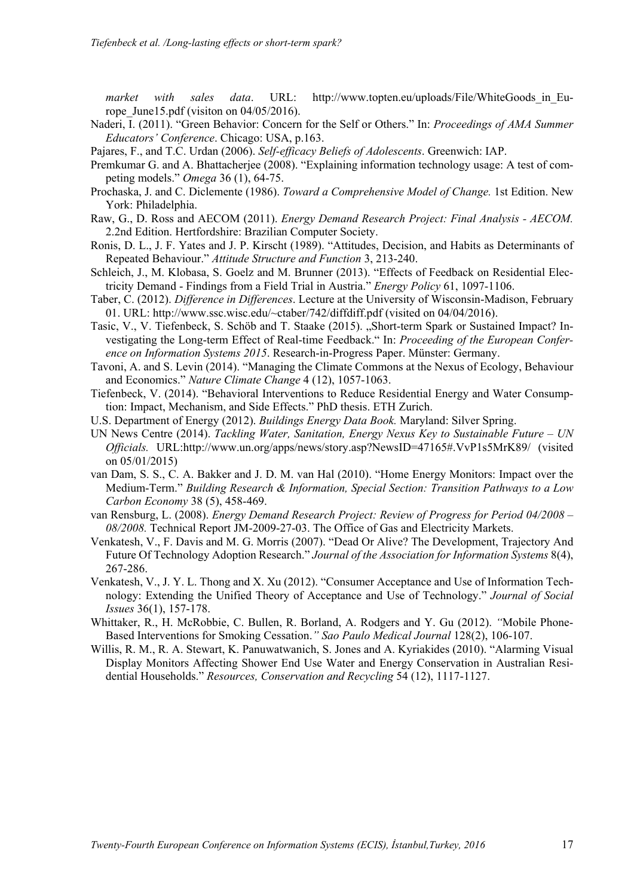*market with sales data*. URL: http://www.topten.eu/uploads/File/WhiteGoods_in_Europe_June15.pdf (visiton on 04/05/2016).

Naderi, I. (2011). "Green Behavior: Concern for the Self or Others." In: *Proceedings of AMA Summer Educators' Conference*. Chicago: USA, p.163.

Pajares, F., and T.C. Urdan (2006). *Self-efficacy Beliefs of Adolescents*. Greenwich: IAP.

Premkumar G. and A. Bhattacherjee (2008). "Explaining information technology usage: A test of competing models." *Omega* 36 (1), 64-75.

Prochaska, J. and C. Diclemente (1986). *Toward a Comprehensive Model of Change.* 1st Edition. New York: Philadelphia.

Raw, G., D. Ross and AECOM (2011). *Energy Demand Research Project: Final Analysis - AECOM.* 2.2nd Edition. Hertfordshire: Brazilian Computer Society.

Ronis, D. L., J. F. Yates and J. P. Kirscht (1989). "Attitudes, Decision, and Habits as Determinants of Repeated Behaviour." *Attitude Structure and Function* 3, 213-240.

Schleich, J., M. Klobasa, S. Goelz and M. Brunner (2013). "Effects of Feedback on Residential Electricity Demand - Findings from a Field Trial in Austria." *Energy Policy* 61, 1097-1106.

Taber, C. (2012). *Difference in Differences*. Lecture at the University of Wisconsin-Madison, February 01. URL: http://www.ssc.wisc.edu/~ctaber/742/diffdiff.pdf (visited on 04/04/2016).

Tasic, V., V. Tiefenbeck, S. Schöb and T. Staake (2015). „Short-term Spark or Sustained Impact? Investigating the Long-term Effect of Real-time Feedback." In: *Proceeding of the European Conference on Information Systems 2015*. Research-in-Progress Paper. Münster: Germany.

Tavoni, A. and S. Levin (2014). "Managing the Climate Commons at the Nexus of Ecology, Behaviour and Economics." *Nature Climate Change* 4 (12), 1057-1063.

Tiefenbeck, V. (2014). "Behavioral Interventions to Reduce Residential Energy and Water Consumption: Impact, Mechanism, and Side Effects." PhD thesis. ETH Zurich.

U.S. Department of Energy (2012). *Buildings Energy Data Book.* Maryland: Silver Spring.

UN News Centre (2014). *Tackling Water, Sanitation, Energy Nexus Key to Sustainable Future – UN Officials.* URL:http://www.un.org/apps/news/story.asp?NewsID=47165#.VvP1s5MrK89/ (visited on 05/01/2015)

van Dam, S. S., C. A. Bakker and J. D. M. van Hal (2010). "Home Energy Monitors: Impact over the Medium-Term." *Building Research & Information, Special Section: Transition Pathways to a Low Carbon Economy* 38 (5), 458-469.

van Rensburg, L. (2008). *Energy Demand Research Project: Review of Progress for Period 04/2008 – 08/2008.* Technical Report JM-2009-27-03. The Office of Gas and Electricity Markets.

Venkatesh, V., F. Davis and M. G. Morris (2007). "Dead Or Alive? The Development, Trajectory And Future Of Technology Adoption Research." *Journal of the Association for Information Systems* 8(4), 267-286.

Venkatesh, V., J. Y. L. Thong and X. Xu (2012). "Consumer Acceptance and Use of Information Technology: Extending the Unified Theory of Acceptance and Use of Technology." *Journal of Social Issues* 36(1), 157-178.

Whittaker, R., H. McRobbie, C. Bullen, R. Borland, A. Rodgers and Y. Gu (2012). *"*Mobile Phone-Based Interventions for Smoking Cessation.*" Sao Paulo Medical Journal* 128(2), 106-107.

Willis, R. M., R. A. Stewart, K. Panuwatwanich, S. Jones and A. Kyriakides (2010). "Alarming Visual Display Monitors Affecting Shower End Use Water and Energy Conservation in Australian Residential Households." *Resources, Conservation and Recycling* 54 (12), 1117-1127.